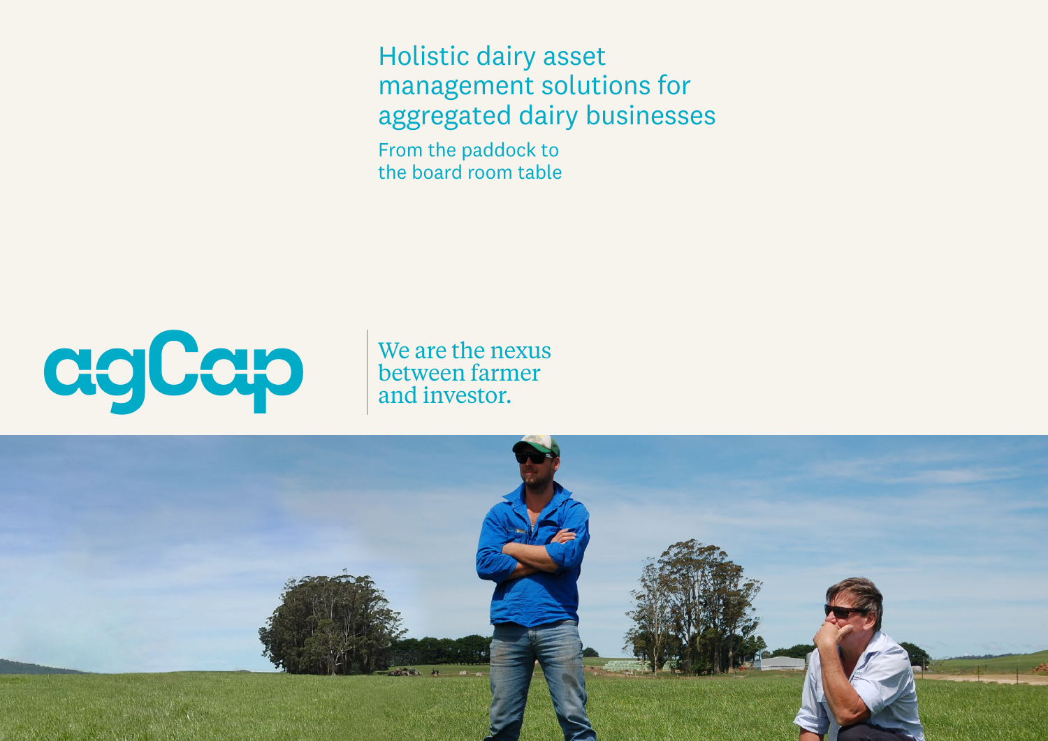# Holistic dairy asset management solutions for aggregated dairy businesses

From the paddock to
the board room table

agCap

We are the nexus
between farmer
and investor.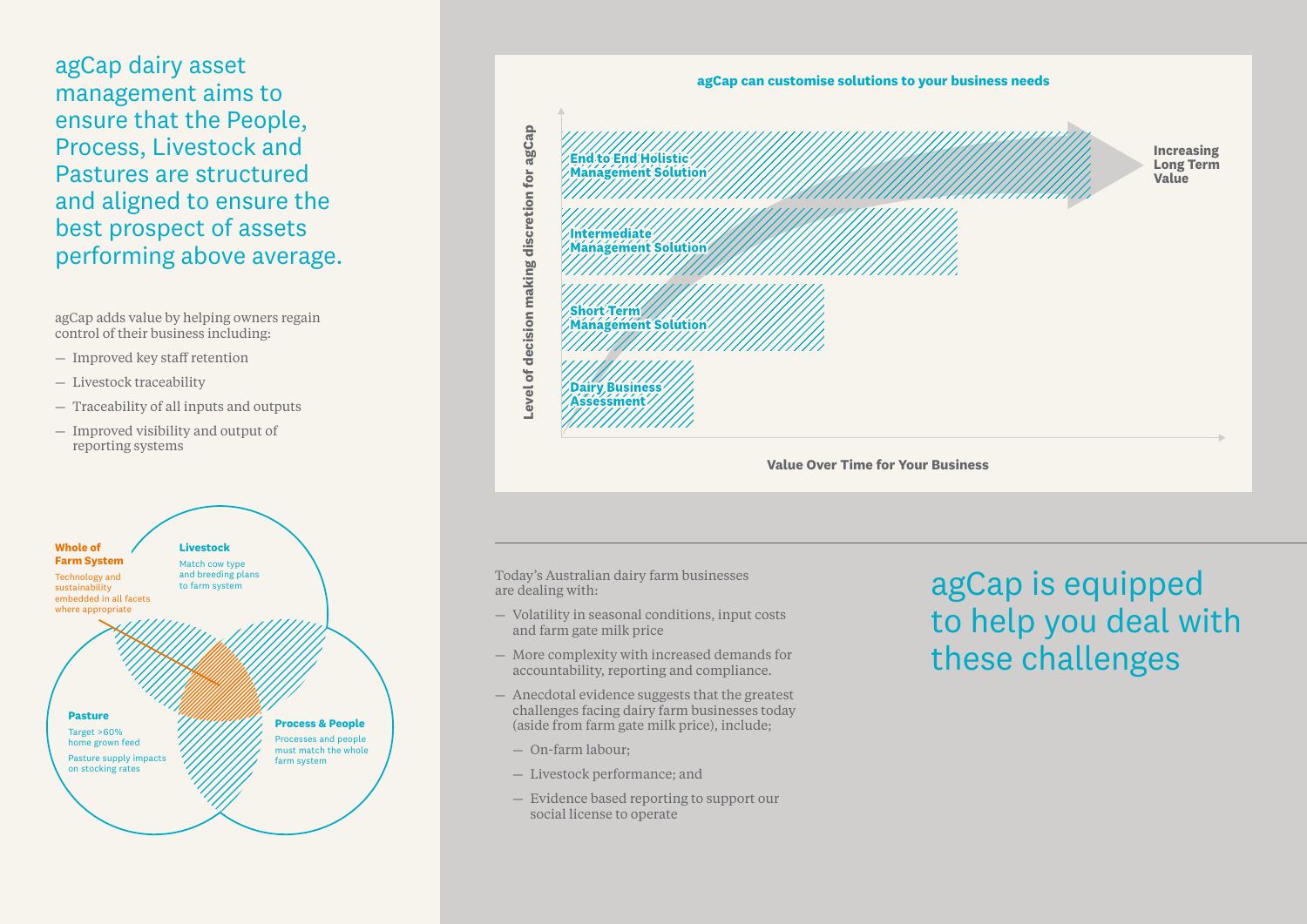## agCap dairy asset management aims to ensure that the People, Process, Livestock and Pastures are structured and aligned to ensure the best prospect of assets performing above average.

agCap adds value by helping owners regain control of their business including:

- Improved key staff retention
- Livestock traceability
- Traceability of all inputs and outputs
- Improved visibility and output of reporting systems

**Whole of Farm System**
Technology and sustainability embedded in all facets where appropriate

**Livestock**
Match cow type and breeding plans to farm system

**Pasture**
Target >60% home grown feed
Pasture supply impacts on stocking rates

**Process & People**
Processes and people must match the whole farm system

**agCap can customise solutions to your business needs**

- Dairy Business Assessment
- Short Term Management Solution
- Intermediate Management Solution
- End to End Holistic Management Solution

Increasing Long Term Value

Level of decision making discretion for agCap

Value Over Time for Your Business

Today's Australian dairy farm businesses are dealing with:

- Volatility in seasonal conditions, input costs and farm gate milk price
- More complexity with increased demands for accountability, reporting and compliance.
- Anecdotal evidence suggests that the greatest challenges facing dairy farm businesses today (aside from farm gate milk price), include;
  - On-farm labour;
  - Livestock performance; and
  - Evidence based reporting to support our social license to operate

## agCap is equipped to help you deal with these challenges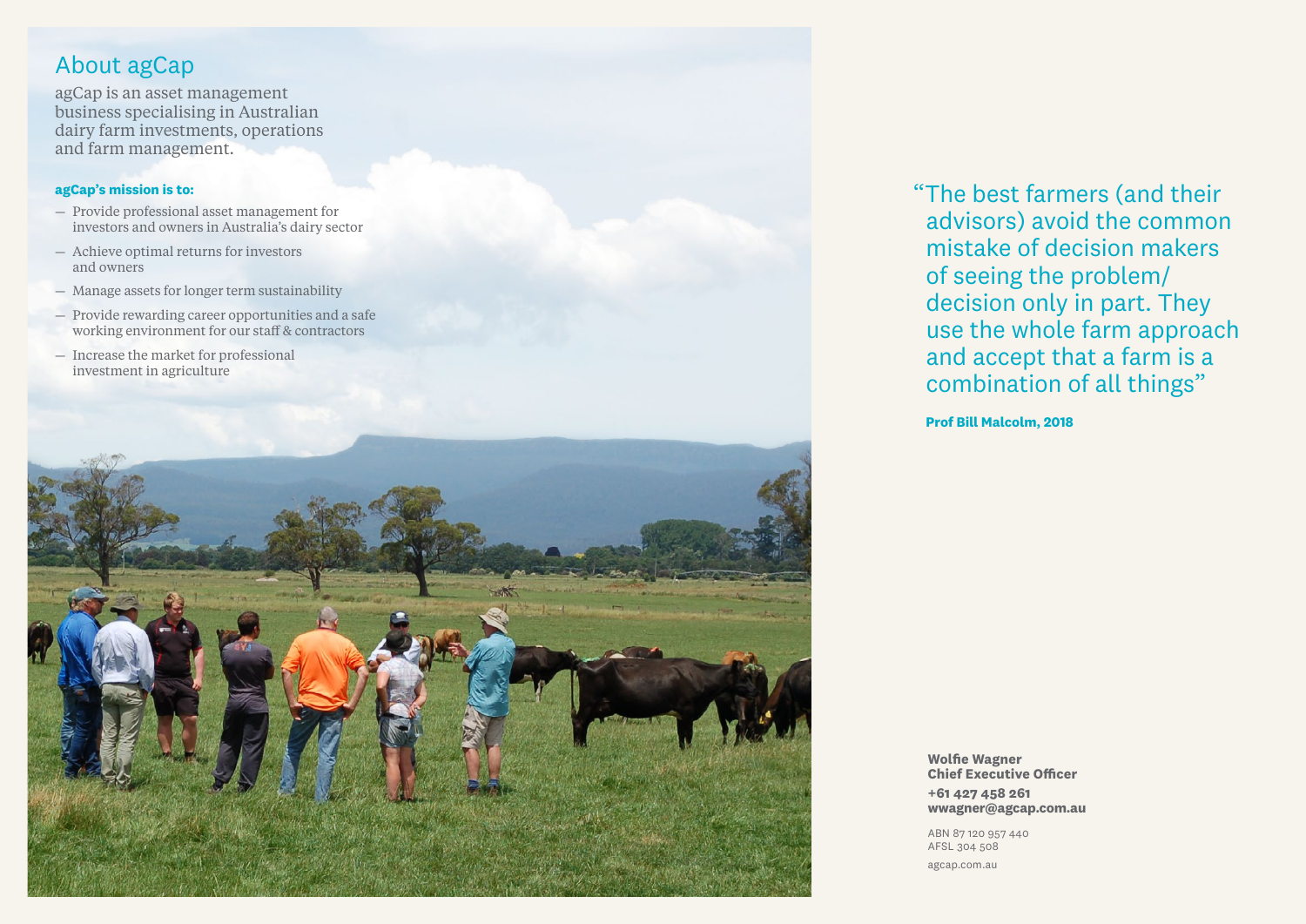## About agCap

agCap is an asset management business specialising in Australian dairy farm investments, operations and farm management.

**agCap's mission is to:**

- Provide professional asset management for investors and owners in Australia's dairy sector
- Achieve optimal returns for investors and owners
- Manage assets for longer term sustainability
- Provide rewarding career opportunities and a safe working environment for our staff & contractors
- Increase the market for professional investment in agriculture

> "The best farmers (and their advisors) avoid the common mistake of decision makers of seeing the problem/ decision only in part. They use the whole farm approach and accept that a farm is a combination of all things"
>
> **Prof Bill Malcolm, 2018**

**Wolfie Wagner**
**Chief Executive Officer**
**+61 427 458 261**
**wwagner@agcap.com.au**

ABN 87 120 957 440
AFSL 304 508

agcap.com.au